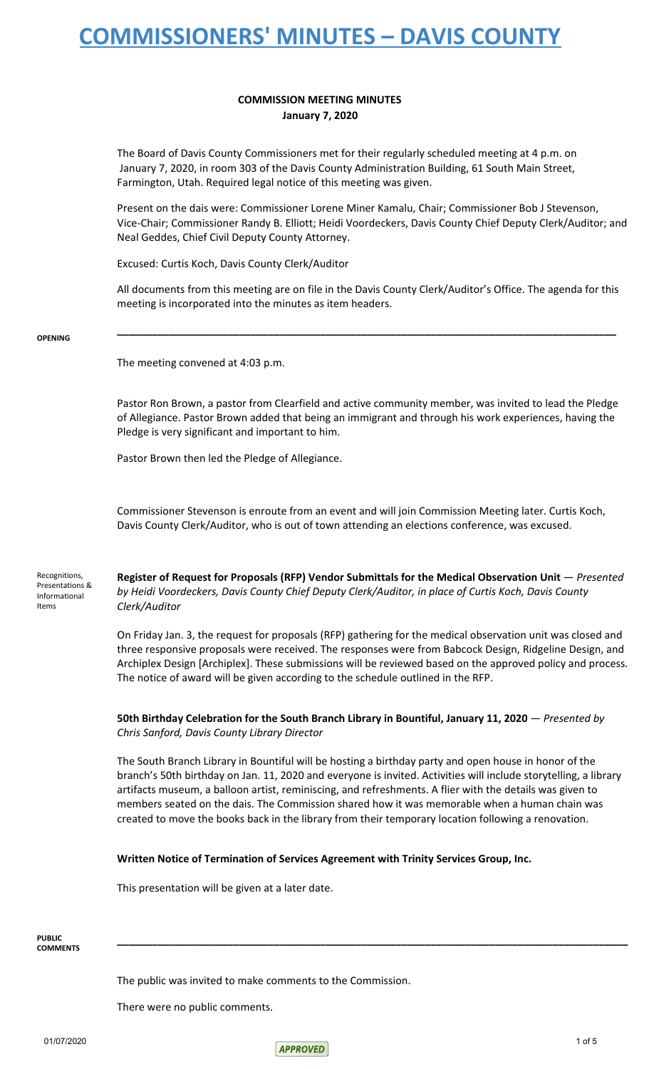# COMMISSIONERS' MINUTES – DAVIS COUNTY

**COMMISSION MEETING MINUTES**
**January 7, 2020**

The Board of Davis County Commissioners met for their regularly scheduled meeting at 4 p.m. on January 7, 2020, in room 303 of the Davis County Administration Building, 61 South Main Street, Farmington, Utah. Required legal notice of this meeting was given.

Present on the dais were: Commissioner Lorene Miner Kamalu, Chair; Commissioner Bob J Stevenson, Vice-Chair; Commissioner Randy B. Elliott; Heidi Voordeckers, Davis County Chief Deputy Clerk/Auditor; and Neal Geddes, Chief Civil Deputy County Attorney.

Excused: Curtis Koch, Davis County Clerk/Auditor

All documents from this meeting are on file in the Davis County Clerk/Auditor's Office. The agenda for this meeting is incorporated into the minutes as item headers.

---

**OPENING**

The meeting convened at 4:03 p.m.

Pastor Ron Brown, a pastor from Clearfield and active community member, was invited to lead the Pledge of Allegiance. Pastor Brown added that being an immigrant and through his work experiences, having the Pledge is very significant and important to him.

Pastor Brown then led the Pledge of Allegiance.

Commissioner Stevenson is enroute from an event and will join Commission Meeting later. Curtis Koch, Davis County Clerk/Auditor, who is out of town attending an elections conference, was excused.

Recognitions, Presentations & Informational Items

**Register of Request for Proposals (RFP) Vendor Submittals for the Medical Observation Unit** — *Presented by Heidi Voordeckers, Davis County Chief Deputy Clerk/Auditor, in place of Curtis Koch, Davis County Clerk/Auditor*

On Friday Jan. 3, the request for proposals (RFP) gathering for the medical observation unit was closed and three responsive proposals were received. The responses were from Babcock Design, Ridgeline Design, and Archiplex Design [Archiplex]. These submissions will be reviewed based on the approved policy and process. The notice of award will be given according to the schedule outlined in the RFP.

**50th Birthday Celebration for the South Branch Library in Bountiful, January 11, 2020** — *Presented by Chris Sanford, Davis County Library Director*

The South Branch Library in Bountiful will be hosting a birthday party and open house in honor of the branch's 50th birthday on Jan. 11, 2020 and everyone is invited. Activities will include storytelling, a library artifacts museum, a balloon artist, reminiscing, and refreshments. A flier with the details was given to members seated on the dais. The Commission shared how it was memorable when a human chain was created to move the books back in the library from their temporary location following a renovation.

**Written Notice of Termination of Services Agreement with Trinity Services Group, Inc.**

This presentation will be given at a later date.

---

**PUBLIC COMMENTS**

The public was invited to make comments to the Commission.

There were no public comments.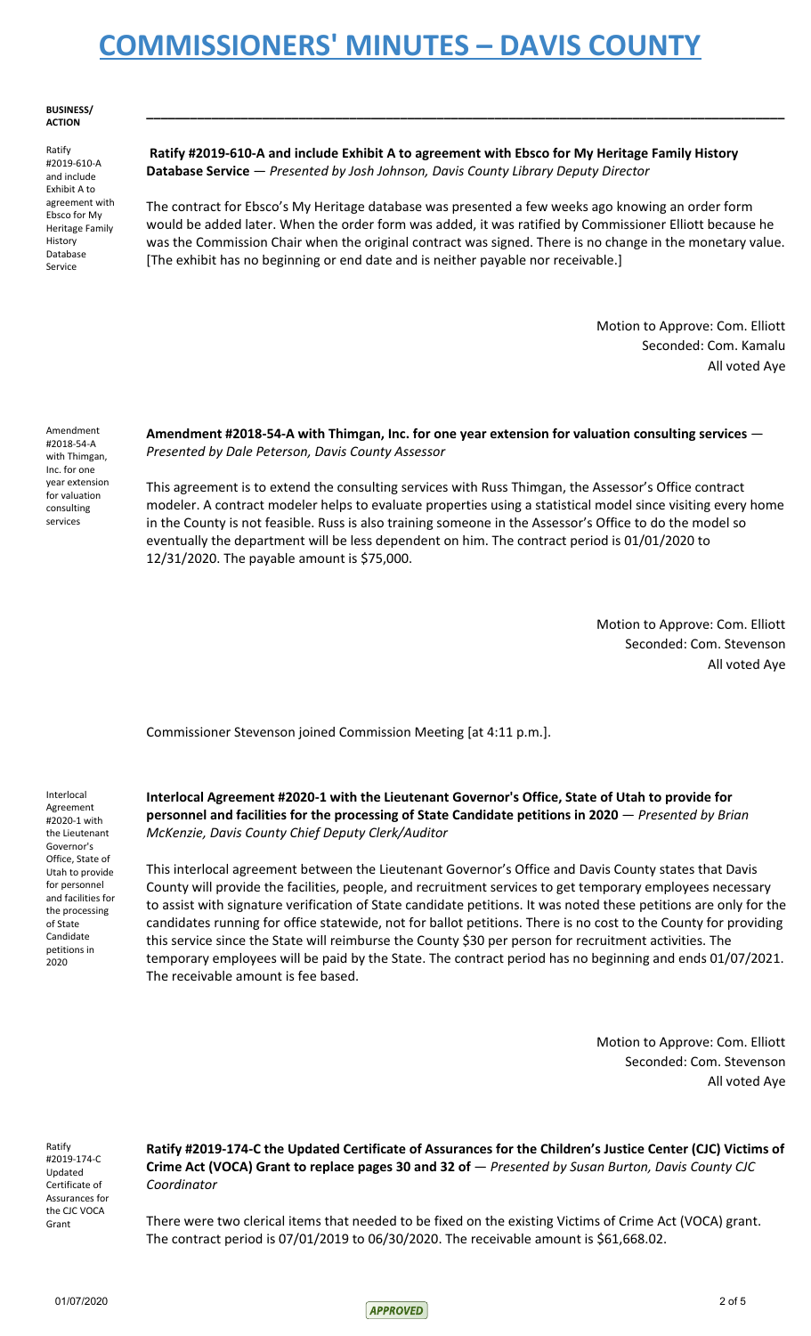# COMMISSIONERS' MINUTES – DAVIS COUNTY

**BUSINESS/ ACTION**

Ratify #2019-610-A and include Exhibit A to agreement with Ebsco for My Heritage Family History Database Service

**Ratify #2019-610-A and include Exhibit A to agreement with Ebsco for My Heritage Family History Database Service** — *Presented by Josh Johnson, Davis County Library Deputy Director*

The contract for Ebsco's My Heritage database was presented a few weeks ago knowing an order form would be added later. When the order form was added, it was ratified by Commissioner Elliott because he was the Commission Chair when the original contract was signed. There is no change in the monetary value. [The exhibit has no beginning or end date and is neither payable nor receivable.]

Motion to Approve: Com. Elliott
Seconded: Com. Kamalu
All voted Aye

Amendment #2018-54-A with Thimgan, Inc. for one year extension for valuation consulting services

**Amendment #2018-54-A with Thimgan, Inc. for one year extension for valuation consulting services** — *Presented by Dale Peterson, Davis County Assessor*

This agreement is to extend the consulting services with Russ Thimgan, the Assessor's Office contract modeler. A contract modeler helps to evaluate properties using a statistical model since visiting every home in the County is not feasible. Russ is also training someone in the Assessor's Office to do the model so eventually the department will be less dependent on him. The contract period is 01/01/2020 to 12/31/2020. The payable amount is $75,000.

Motion to Approve: Com. Elliott
Seconded: Com. Stevenson
All voted Aye

Commissioner Stevenson joined Commission Meeting [at 4:11 p.m.].

Interlocal Agreement #2020-1 with the Lieutenant Governor's Office, State of Utah to provide for personnel and facilities for the processing of State Candidate petitions in 2020

**Interlocal Agreement #2020-1 with the Lieutenant Governor's Office, State of Utah to provide for personnel and facilities for the processing of State Candidate petitions in 2020** — *Presented by Brian McKenzie, Davis County Chief Deputy Clerk/Auditor*

This interlocal agreement between the Lieutenant Governor's Office and Davis County states that Davis County will provide the facilities, people, and recruitment services to get temporary employees necessary to assist with signature verification of State candidate petitions. It was noted these petitions are only for the candidates running for office statewide, not for ballot petitions. There is no cost to the County for providing this service since the State will reimburse the County $30 per person for recruitment activities. The temporary employees will be paid by the State. The contract period has no beginning and ends 01/07/2021. The receivable amount is fee based.

Motion to Approve: Com. Elliott
Seconded: Com. Stevenson
All voted Aye

Ratify #2019-174-C Updated Certificate of Assurances for the CJC VOCA Grant

**Ratify #2019-174-C the Updated Certificate of Assurances for the Children's Justice Center (CJC) Victims of Crime Act (VOCA) Grant to replace pages 30 and 32 of** — *Presented by Susan Burton, Davis County CJC Coordinator*

There were two clerical items that needed to be fixed on the existing Victims of Crime Act (VOCA) grant. The contract period is 07/01/2019 to 06/30/2020. The receivable amount is $61,668.02.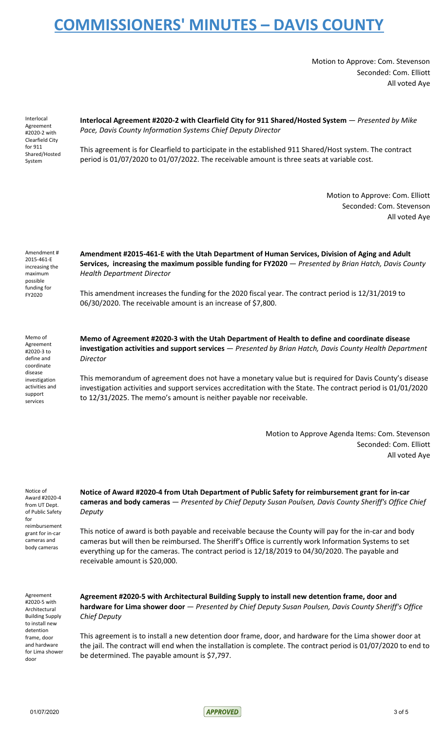Motion to Approve: Com. Stevenson
Seconded: Com. Elliott
All voted Aye

Interlocal Agreement #2020-2 with Clearfield City for 911 Shared/Hosted System

**Interlocal Agreement #2020-2 with Clearfield City for 911 Shared/Hosted System** — *Presented by Mike Pace, Davis County Information Systems Chief Deputy Director*

This agreement is for Clearfield to participate in the established 911 Shared/Host system. The contract period is 01/07/2020 to 01/07/2022. The receivable amount is three seats at variable cost.

Motion to Approve: Com. Elliott
Seconded: Com. Stevenson
All voted Aye

Amendment # 2015-461-E increasing the maximum possible funding for FY2020

**Amendment #2015-461-E with the Utah Department of Human Services, Division of Aging and Adult Services, increasing the maximum possible funding for FY2020** — *Presented by Brian Hatch, Davis County Health Department Director*

This amendment increases the funding for the 2020 fiscal year. The contract period is 12/31/2019 to 06/30/2020. The receivable amount is an increase of $7,800.

Memo of Agreement #2020-3 to define and coordinate disease investigation activities and support services

**Memo of Agreement #2020-3 with the Utah Department of Health to define and coordinate disease investigation activities and support services** — *Presented by Brian Hatch, Davis County Health Department Director*

This memorandum of agreement does not have a monetary value but is required for Davis County's disease investigation activities and support services accreditation with the State. The contract period is 01/01/2020 to 12/31/2025. The memo's amount is neither payable nor receivable.

Motion to Approve Agenda Items: Com. Stevenson
Seconded: Com. Elliott
All voted Aye

Notice of Award #2020-4 from UT Dept. of Public Safety for reimbursement grant for in-car cameras and body cameras

**Notice of Award #2020-4 from Utah Department of Public Safety for reimbursement grant for in-car cameras and body cameras** — *Presented by Chief Deputy Susan Poulsen, Davis County Sheriff's Office Chief Deputy*

This notice of award is both payable and receivable because the County will pay for the in-car and body cameras but will then be reimbursed. The Sheriff's Office is currently work Information Systems to set everything up for the cameras. The contract period is 12/18/2019 to 04/30/2020. The payable and receivable amount is $20,000.

Agreement #2020-5 with Architectural Building Supply to install new detention frame, door and hardware for Lima shower door

**Agreement #2020-5 with Architectural Building Supply to install new detention frame, door and hardware for Lima shower door** — *Presented by Chief Deputy Susan Poulsen, Davis County Sheriff's Office Chief Deputy*

This agreement is to install a new detention door frame, door, and hardware for the Lima shower door at the jail. The contract will end when the installation is complete. The contract period is 01/07/2020 to end to be determined. The payable amount is $7,797.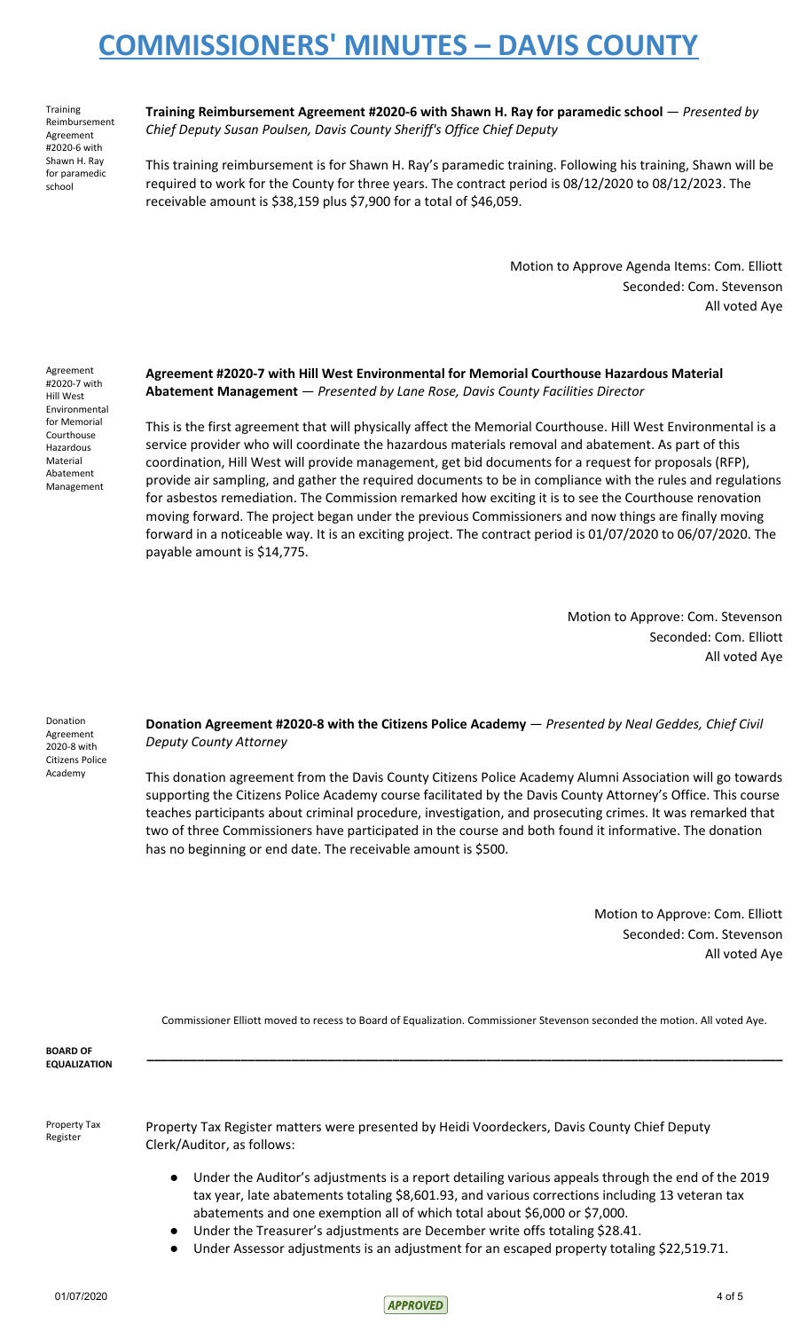Training Reimbursement Agreement #2020-6 with Shawn H. Ray for paramedic school

**Training Reimbursement Agreement #2020-6 with Shawn H. Ray for paramedic school** — *Presented by Chief Deputy Susan Poulsen, Davis County Sheriff's Office Chief Deputy*

This training reimbursement is for Shawn H. Ray's paramedic training. Following his training, Shawn will be required to work for the County for three years. The contract period is 08/12/2020 to 08/12/2023. The receivable amount is $38,159 plus $7,900 for a total of $46,059.

Motion to Approve Agenda Items: Com. Elliott
Seconded: Com. Stevenson
All voted Aye

Agreement #2020-7 with Hill West Environmental for Memorial Courthouse Hazardous Material Abatement Management

**Agreement #2020-7 with Hill West Environmental for Memorial Courthouse Hazardous Material Abatement Management** — *Presented by Lane Rose, Davis County Facilities Director*

This is the first agreement that will physically affect the Memorial Courthouse. Hill West Environmental is a service provider who will coordinate the hazardous materials removal and abatement. As part of this coordination, Hill West will provide management, get bid documents for a request for proposals (RFP), provide air sampling, and gather the required documents to be in compliance with the rules and regulations for asbestos remediation. The Commission remarked how exciting it is to see the Courthouse renovation moving forward. The project began under the previous Commissioners and now things are finally moving forward in a noticeable way. It is an exciting project. The contract period is 01/07/2020 to 06/07/2020. The payable amount is $14,775.

Motion to Approve: Com. Stevenson
Seconded: Com. Elliott
All voted Aye

Donation Agreement 2020-8 with Citizens Police Academy

**Donation Agreement #2020-8 with the Citizens Police Academy** — *Presented by Neal Geddes, Chief Civil Deputy County Attorney*

This donation agreement from the Davis County Citizens Police Academy Alumni Association will go towards supporting the Citizens Police Academy course facilitated by the Davis County Attorney's Office. This course teaches participants about criminal procedure, investigation, and prosecuting crimes. It was remarked that two of three Commissioners have participated in the course and both found it informative. The donation has no beginning or end date. The receivable amount is $500.

Motion to Approve: Com. Elliott
Seconded: Com. Stevenson
All voted Aye

Commissioner Elliott moved to recess to Board of Equalization. Commissioner Stevenson seconded the motion. All voted Aye.

**BOARD OF EQUALIZATION**

---

Property Tax Register

Property Tax Register matters were presented by Heidi Voordeckers, Davis County Chief Deputy Clerk/Auditor, as follows:

- Under the Auditor's adjustments is a report detailing various appeals through the end of the 2019 tax year, late abatements totaling $8,601.93, and various corrections including 13 veteran tax abatements and one exemption all of which total about $6,000 or $7,000.
- Under the Treasurer's adjustments are December write offs totaling $28.41.
- Under Assessor adjustments is an adjustment for an escaped property totaling $22,519.71.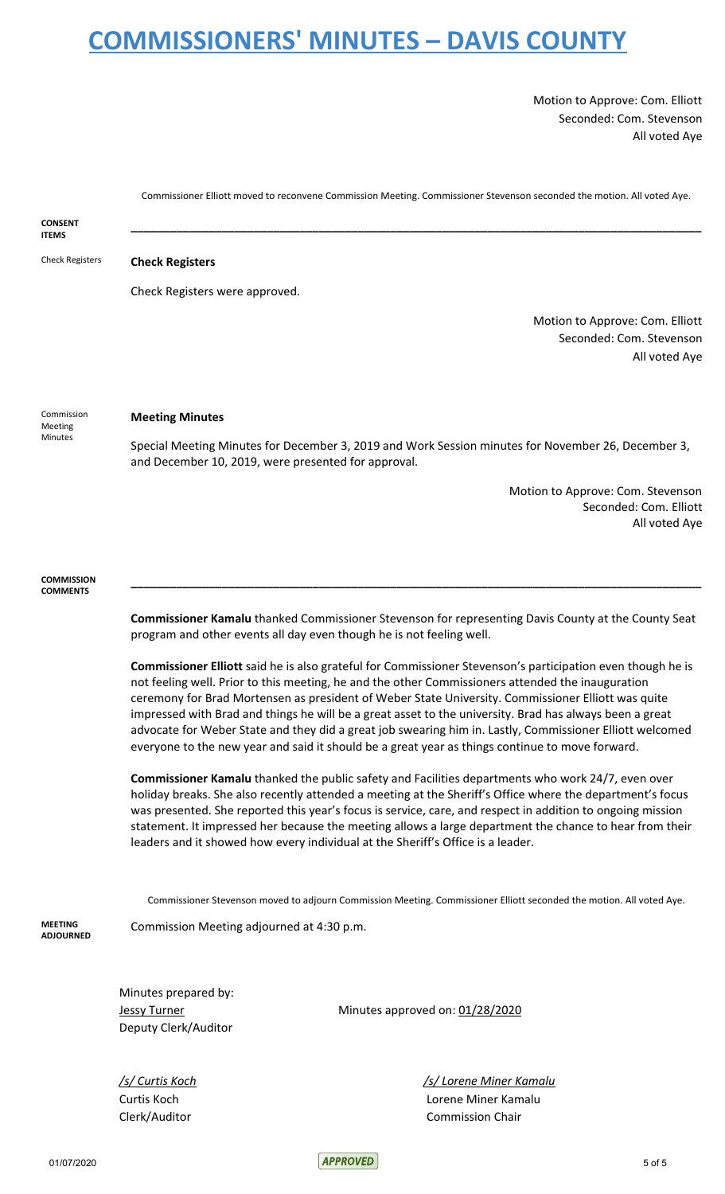Motion to Approve: Com. Elliott
Seconded: Com. Stevenson
All voted Aye

Commissioner Elliott moved to reconvene Commission Meeting. Commissioner Stevenson seconded the motion. All voted Aye.

**CONSENT ITEMS**

---

Check Registers

### Check Registers

Check Registers were approved.

Motion to Approve: Com. Elliott
Seconded: Com. Stevenson
All voted Aye

Commission Meeting Minutes

### Meeting Minutes

Special Meeting Minutes for December 3, 2019 and Work Session minutes for November 26, December 3, and December 10, 2019, were presented for approval.

Motion to Approve: Com. Stevenson
Seconded: Com. Elliott
All voted Aye

**COMMISSION COMMENTS**

---

**Commissioner Kamalu** thanked Commissioner Stevenson for representing Davis County at the County Seat program and other events all day even though he is not feeling well.

**Commissioner Elliott** said he is also grateful for Commissioner Stevenson's participation even though he is not feeling well. Prior to this meeting, he and the other Commissioners attended the inauguration ceremony for Brad Mortensen as president of Weber State University. Commissioner Elliott was quite impressed with Brad and things he will be a great asset to the university. Brad has always been a great advocate for Weber State and they did a great job swearing him in. Lastly, Commissioner Elliott welcomed everyone to the new year and said it should be a great year as things continue to move forward.

**Commissioner Kamalu** thanked the public safety and Facilities departments who work 24/7, even over holiday breaks. She also recently attended a meeting at the Sheriff's Office where the department's focus was presented. She reported this year's focus is service, care, and respect in addition to ongoing mission statement. It impressed her because the meeting allows a large department the chance to hear from their leaders and it showed how every individual at the Sheriff's Office is a leader.

Commissioner Stevenson moved to adjourn Commission Meeting. Commissioner Elliott seconded the motion. All voted Aye.

**MEETING ADJOURNED**

Commission Meeting adjourned at 4:30 p.m.

Minutes prepared by:
Jessy Turner
Deputy Clerk/Auditor

Minutes approved on: 01/28/2020

*/s/ Curtis Koch*
Curtis Koch
Clerk/Auditor

*/s/ Lorene Miner Kamalu*
Lorene Miner Kamalu
Commission Chair